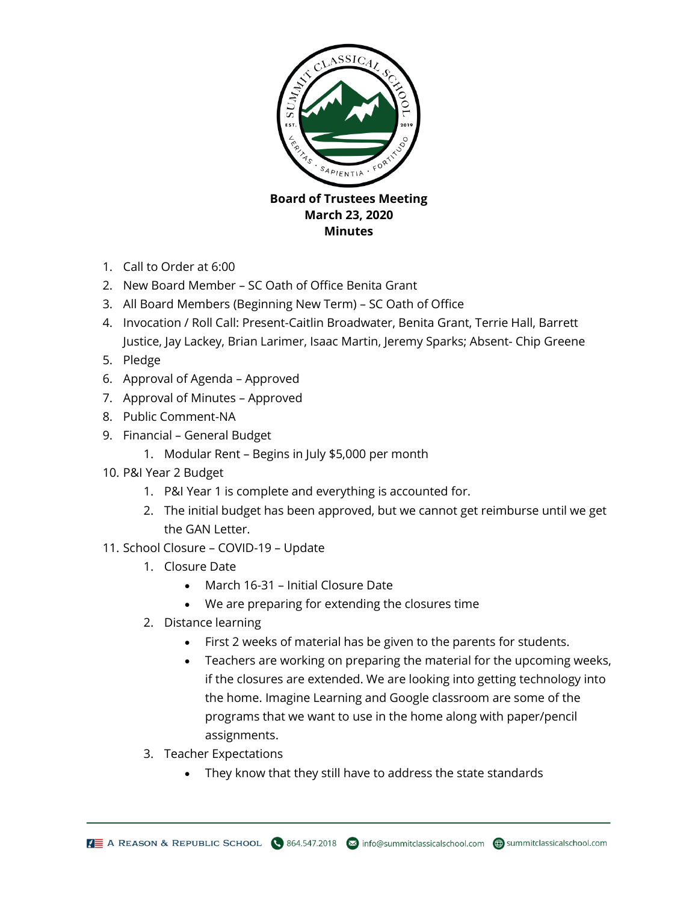**Board of Trustees Meeting**
**March 23, 2020**
**Minutes**

1. Call to Order at 6:00
2. New Board Member – SC Oath of Office Benita Grant
3. All Board Members (Beginning New Term) – SC Oath of Office
4. Invocation / Roll Call: Present-Caitlin Broadwater, Benita Grant, Terrie Hall, Barrett Justice, Jay Lackey, Brian Larimer, Isaac Martin, Jeremy Sparks; Absent- Chip Greene
5. Pledge
6. Approval of Agenda – Approved
7. Approval of Minutes – Approved
8. Public Comment-NA
9. Financial – General Budget
    1. Modular Rent – Begins in July $5,000 per month
10. P&I Year 2 Budget
    1. P&I Year 1 is complete and everything is accounted for.
    2. The initial budget has been approved, but we cannot get reimburse until we get the GAN Letter.
11. School Closure – COVID-19 – Update
    1. Closure Date
        - March 16-31 – Initial Closure Date
        - We are preparing for extending the closures time
    2. Distance learning
        - First 2 weeks of material has be given to the parents for students.
        - Teachers are working on preparing the material for the upcoming weeks, if the closures are extended. We are looking into getting technology into the home. Imagine Learning and Google classroom are some of the programs that we want to use in the home along with paper/pencil assignments.
    3. Teacher Expectations
        - They know that they still have to address the state standards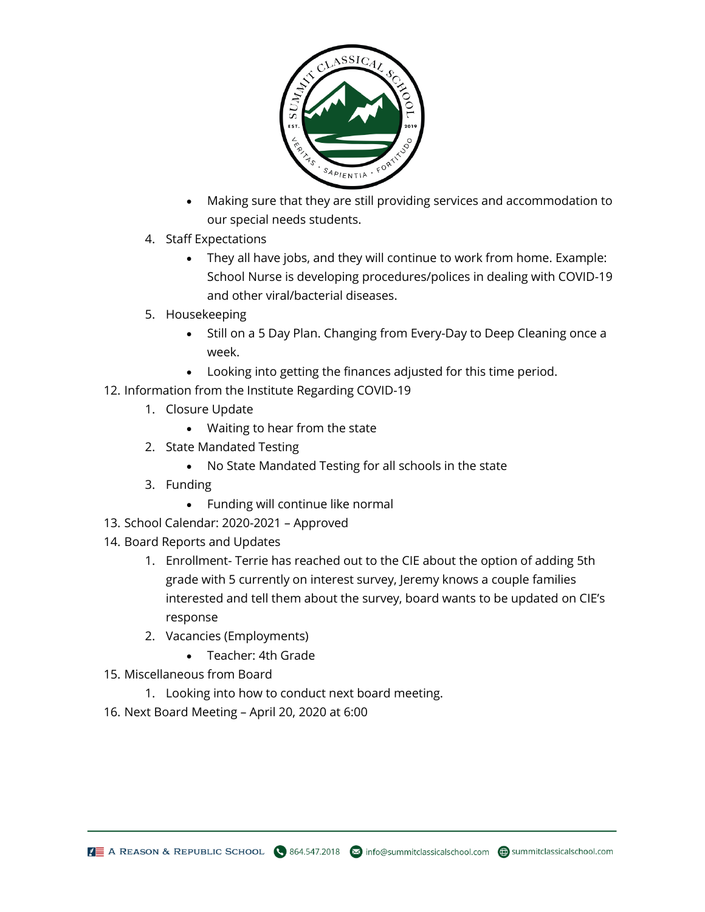- Making sure that they are still providing services and accommodation to our special needs students.

4. Staff Expectations
    - They all have jobs, and they will continue to work from home. Example: School Nurse is developing procedures/polices in dealing with COVID-19 and other viral/bacterial diseases.
5. Housekeeping
    - Still on a 5 Day Plan. Changing from Every-Day to Deep Cleaning once a week.
    - Looking into getting the finances adjusted for this time period.

12. Information from the Institute Regarding COVID-19
    1. Closure Update
        - Waiting to hear from the state
    2. State Mandated Testing
        - No State Mandated Testing for all schools in the state
    3. Funding
        - Funding will continue like normal
13. School Calendar: 2020-2021 – Approved
14. Board Reports and Updates
    1. Enrollment- Terrie has reached out to the CIE about the option of adding 5th grade with 5 currently on interest survey, Jeremy knows a couple families interested and tell them about the survey, board wants to be updated on CIE's response
    2. Vacancies (Employments)
        - Teacher: 4th Grade
15. Miscellaneous from Board
    1. Looking into how to conduct next board meeting.
16. Next Board Meeting – April 20, 2020 at 6:00